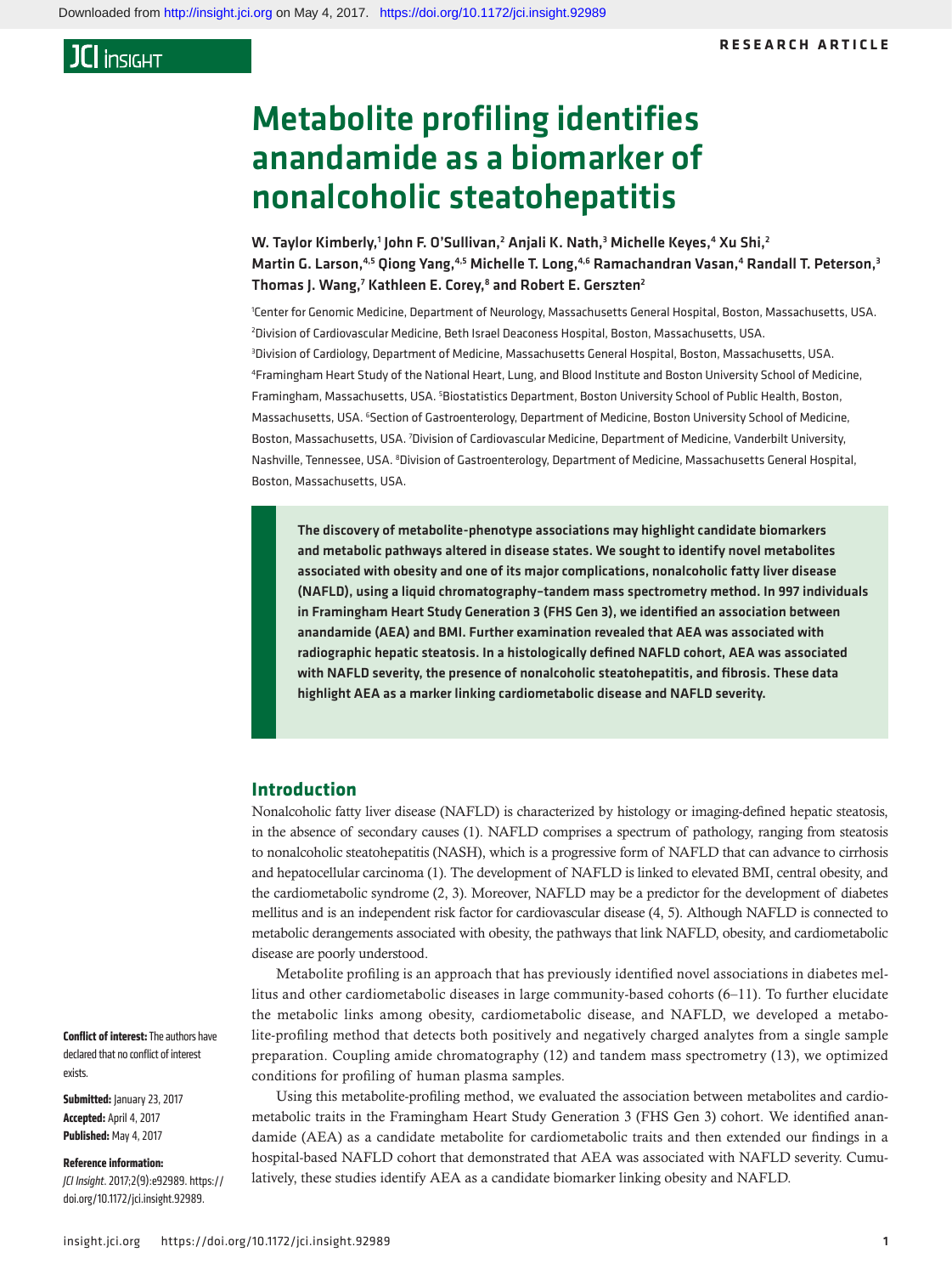# Metabolite profiling identifies anandamide as a biomarker of nonalcoholic steatohepatitis

**W. Taylor Kimberly,[1] John F. O'Sullivan,[2] Anjali K. Nath,[3] Michelle Keyes,[4] Xu Shi,[2] Martin G. Larson,[4,5] Qiong Yang,[4,5] Michelle T. Long,[4,6] Ramachandran Vasan,[4] Randall T. Peterson,[3] Thomas J. Wang,[7] Kathleen E. Corey,[8] and Robert E. Gerszten[2]**

[1]Center for Genomic Medicine, Department of Neurology, Massachusetts General Hospital, Boston, Massachusetts, USA. [2]Division of Cardiovascular Medicine, Beth Israel Deaconess Hospital, Boston, Massachusetts, USA. [3]Division of Cardiology, Department of Medicine, Massachusetts General Hospital, Boston, Massachusetts, USA. [4]Framingham Heart Study of the National Heart, Lung, and Blood Institute and Boston University School of Medicine, Framingham, Massachusetts, USA. [5]Biostatistics Department, Boston University School of Public Health, Boston, Massachusetts, USA. [6]Section of Gastroenterology, Department of Medicine, Boston University School of Medicine, Boston, Massachusetts, USA. [7]Division of Cardiovascular Medicine, Department of Medicine, Vanderbilt University, Nashville, Tennessee, USA. [8]Division of Gastroenterology, Department of Medicine, Massachusetts General Hospital, Boston, Massachusetts, USA.

**The discovery of metabolite-phenotype associations may highlight candidate biomarkers and metabolic pathways altered in disease states. We sought to identify novel metabolites associated with obesity and one of its major complications, nonalcoholic fatty liver disease (NAFLD), using a liquid chromatography–tandem mass spectrometry method. In 997 individuals in Framingham Heart Study Generation 3 (FHS Gen 3), we identified an association between anandamide (AEA) and BMI. Further examination revealed that AEA was associated with radiographic hepatic steatosis. In a histologically defined NAFLD cohort, AEA was associated with NAFLD severity, the presence of nonalcoholic steatohepatitis, and fibrosis. These data highlight AEA as a marker linking cardiometabolic disease and NAFLD severity.**

**Conflict of interest:** The authors have declared that no conflict of interest exists.

**Submitted:** January 23, 2017
**Accepted:** April 4, 2017
**Published:** May 4, 2017

**Reference information:**
*JCI Insight*. 2017;2(9):e92989. https://doi.org/10.1172/jci.insight.92989.

## Introduction

Nonalcoholic fatty liver disease (NAFLD) is characterized by histology or imaging-defined hepatic steatosis, in the absence of secondary causes (1). NAFLD comprises a spectrum of pathology, ranging from steatosis to nonalcoholic steatohepatitis (NASH), which is a progressive form of NAFLD that can advance to cirrhosis and hepatocellular carcinoma (1). The development of NAFLD is linked to elevated BMI, central obesity, and the cardiometabolic syndrome (2, 3). Moreover, NAFLD may be a predictor for the development of diabetes mellitus and is an independent risk factor for cardiovascular disease (4, 5). Although NAFLD is connected to metabolic derangements associated with obesity, the pathways that link NAFLD, obesity, and cardiometabolic disease are poorly understood.

Metabolite profiling is an approach that has previously identified novel associations in diabetes mellitus and other cardiometabolic diseases in large community-based cohorts (6–11). To further elucidate the metabolic links among obesity, cardiometabolic disease, and NAFLD, we developed a metabolite-profiling method that detects both positively and negatively charged analytes from a single sample preparation. Coupling amide chromatography (12) and tandem mass spectrometry (13), we optimized conditions for profiling of human plasma samples.

Using this metabolite-profiling method, we evaluated the association between metabolites and cardiometabolic traits in the Framingham Heart Study Generation 3 (FHS Gen 3) cohort. We identified anandamide (AEA) as a candidate metabolite for cardiometabolic traits and then extended our findings in a hospital-based NAFLD cohort that demonstrated that AEA was associated with NAFLD severity. Cumulatively, these studies identify AEA as a candidate biomarker linking obesity and NAFLD.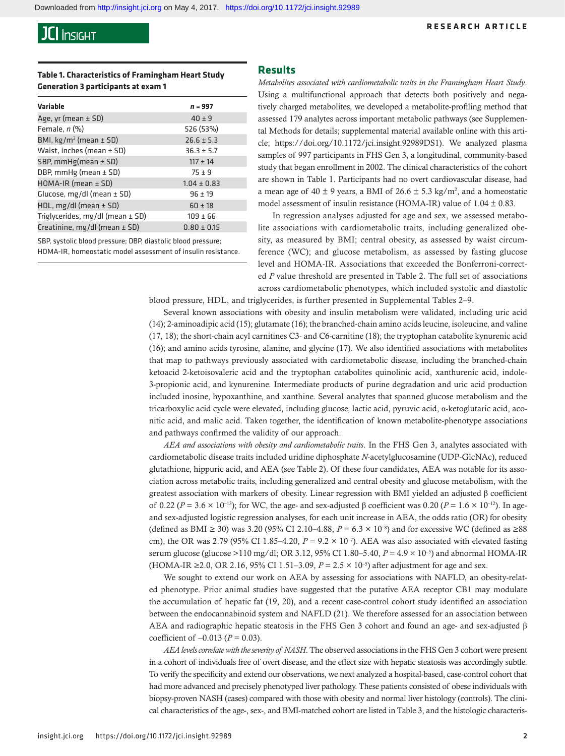**Table 1. Characteristics of Framingham Heart Study Generation 3 participants at exam 1**

| Variable | *n* = 997 |
|---|---|
| Age, yr (mean ± SD) | 40 ± 9 |
| Female, *n* (%) | 526 (53%) |
| BMI, kg/m$^2$ (mean ± SD) | 26.6 ± 5.3 |
| Waist, inches (mean ± SD) | 36.3 ± 5.7 |
| SBP, mmHg(mean ± SD) | 117 ± 14 |
| DBP, mmHg (mean ± SD) | 75 ± 9 |
| HOMA-IR (mean ± SD) | 1.04 ± 0.83 |
| Glucose, mg/dl (mean ± SD) | 96 ± 19 |
| HDL, mg/dl (mean ± SD) | 60 ± 18 |
| Triglycerides, mg/dl (mean ± SD) | 109 ± 66 |
| Creatinine, mg/dl (mean ± SD) | 0.80 ± 0.15 |

SBP, systolic blood pressure; DBP, diastolic blood pressure; HOMA-IR, homeostatic model assessment of insulin resistance.

## Results

*Metabolites associated with cardiometabolic traits in the Framingham Heart Study.* Using a multifunctional approach that detects both positively and negatively charged metabolites, we developed a metabolite-profiling method that assessed 179 analytes across important metabolic pathways (see Supplemental Methods for details; supplemental material available online with this article; https://doi.org/10.1172/jci.insight.92989DS1). We analyzed plasma samples of 997 participants in FHS Gen 3, a longitudinal, community-based study that began enrollment in 2002. The clinical characteristics of the cohort are shown in Table 1. Participants had no overt cardiovascular disease, had a mean age of 40 ± 9 years, a BMI of 26.6 ± 5.3 kg/m$^2$, and a homeostatic model assessment of insulin resistance (HOMA-IR) value of 1.04 ± 0.83.

In regression analyses adjusted for age and sex, we assessed metabolite associations with cardiometabolic traits, including generalized obesity, as measured by BMI; central obesity, as assessed by waist circumference (WC); and glucose metabolism, as assessed by fasting glucose level and HOMA-IR. Associations that exceeded the Bonferroni-corrected *P* value threshold are presented in Table 2. The full set of associations across cardiometabolic phenotypes, which included systolic and diastolic blood pressure, HDL, and triglycerides, is further presented in Supplemental Tables 2–9.

Several known associations with obesity and insulin metabolism were validated, including uric acid (14); 2-aminoadipic acid (15); glutamate (16); the branched-chain amino acids leucine, isoleucine, and valine (17, 18); the short-chain acyl carnitines C3- and C6-carnitine (18); the tryptophan catabolite kynurenic acid (16); and amino acids tyrosine, alanine, and glycine (17). We also identified associations with metabolites that map to pathways previously associated with cardiometabolic disease, including the branched-chain ketoacid 2-ketoisovaleric acid and the tryptophan catabolites quinolinic acid, xanthurenic acid, indole-3-propionic acid, and kynurenine. Intermediate products of purine degradation and uric acid production included inosine, hypoxanthine, and xanthine. Several analytes that spanned glucose metabolism and the tricarboxylic acid cycle were elevated, including glucose, lactic acid, pyruvic acid, α-ketoglutaric acid, aconitic acid, and malic acid. Taken together, the identification of known metabolite-phenotype associations and pathways confirmed the validity of our approach.

*AEA and associations with obesity and cardiometabolic traits.* In the FHS Gen 3, analytes associated with cardiometabolic disease traits included uridine diphosphate *N*-acetylglucosamine (UDP-GlcNAc), reduced glutathione, hippuric acid, and AEA (see Table 2). Of these four candidates, AEA was notable for its association across metabolic traits, including generalized and central obesity and glucose metabolism, with the greatest association with markers of obesity. Linear regression with BMI yielded an adjusted β coefficient of 0.22 ($P = 3.6 \times 10^{-13}$); for WC, the age- and sex-adjusted β coefficient was 0.20 ($P = 1.6 \times 10^{-12}$). In age- and sex-adjusted logistic regression analyses, for each unit increase in AEA, the odds ratio (OR) for obesity (defined as BMI ≥ 30) was 3.20 (95% CI 2.10–4.88, $P = 6.3 \times 10^{-8}$) and for excessive WC (defined as ≥88 cm), the OR was 2.79 (95% CI 1.85–4.20, $P = 9.2 \times 10^{-7}$). AEA was also associated with elevated fasting serum glucose (glucose >110 mg/dl; OR 3.12, 95% CI 1.80–5.40, $P = 4.9 \times 10^{-5}$) and abnormal HOMA-IR (HOMA-IR ≥2.0, OR 2.16, 95% CI 1.51–3.09, $P = 2.5 \times 10^{-5}$) after adjustment for age and sex.

We sought to extend our work on AEA by assessing for associations with NAFLD, an obesity-related phenotype. Prior animal studies have suggested that the putative AEA receptor CB1 may modulate the accumulation of hepatic fat (19, 20), and a recent case-control cohort study identified an association between the endocannabinoid system and NAFLD (21). We therefore assessed for an association between AEA and radiographic hepatic steatosis in the FHS Gen 3 cohort and found an age- and sex-adjusted β coefficient of –0.013 ($P = 0.03$).

*AEA levels correlate with the severity of NASH.* The observed associations in the FHS Gen 3 cohort were present in a cohort of individuals free of overt disease, and the effect size with hepatic steatosis was accordingly subtle. To verify the specificity and extend our observations, we next analyzed a hospital-based, case-control cohort that had more advanced and precisely phenotyped liver pathology. These patients consisted of obese individuals with biopsy-proven NASH (cases) compared with those with obesity and normal liver histology (controls). The clinical characteristics of the age-, sex-, and BMI-matched cohort are listed in Table 3, and the histologic characteris-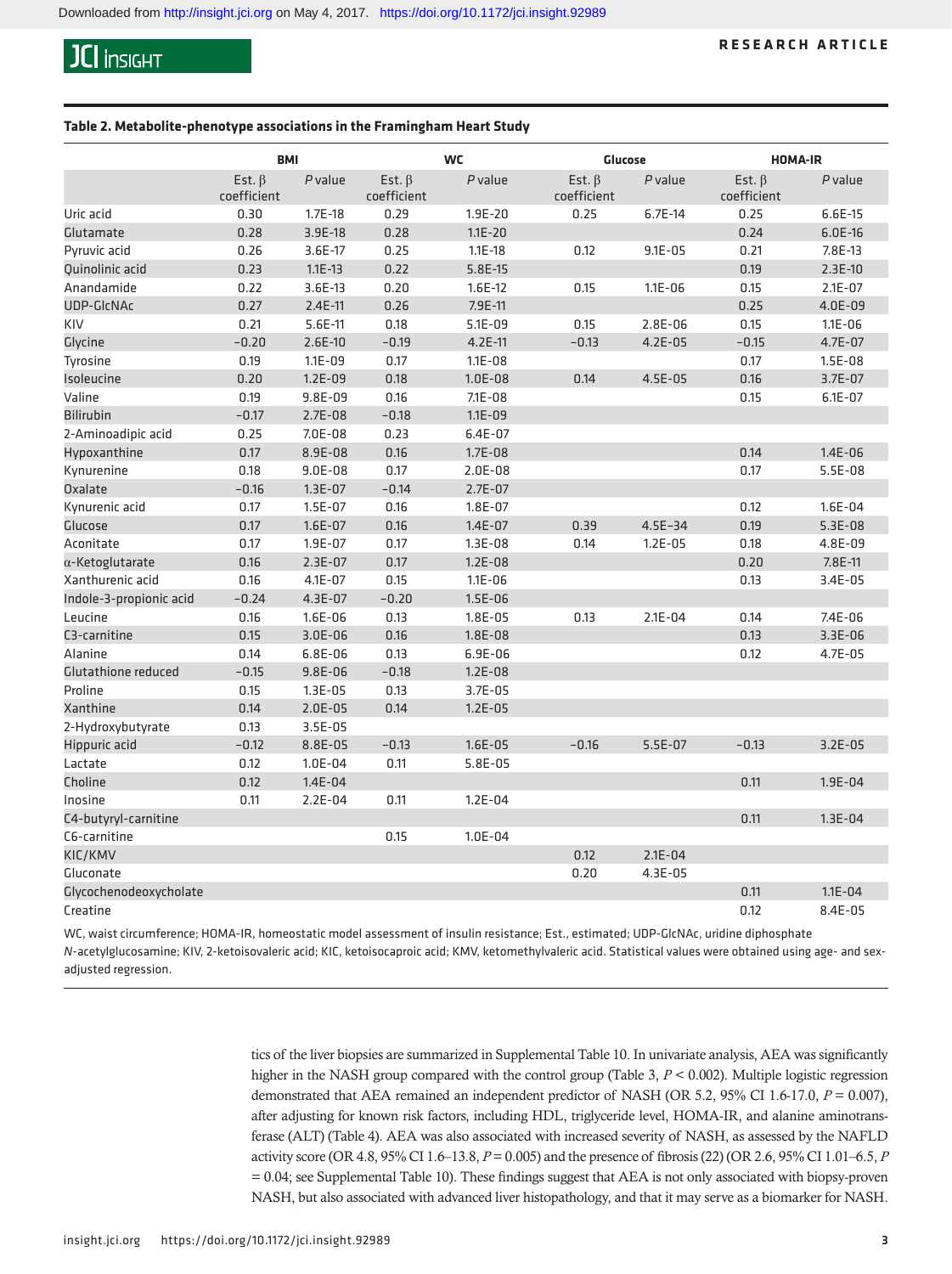**Table 2. Metabolite-phenotype associations in the Framingham Heart Study**

| | BMI | | WC | | Glucose | | HOMA-IR | |
|---|---|---|---|---|---|---|---|---|
| | Est. β coefficient | *P* value | Est. β coefficient | *P* value | Est. β coefficient | *P* value | Est. β coefficient | *P* value |
| Uric acid | 0.30 | 1.7E-18 | 0.29 | 1.9E-20 | 0.25 | 6.7E-14 | 0.25 | 6.6E-15 |
| Glutamate | 0.28 | 3.9E-18 | 0.28 | 1.1E-20 | | | 0.24 | 6.0E-16 |
| Pyruvic acid | 0.26 | 3.6E-17 | 0.25 | 1.1E-18 | 0.12 | 9.1E-05 | 0.21 | 7.8E-13 |
| Quinolinic acid | 0.23 | 1.1E-13 | 0.22 | 5.8E-15 | | | 0.19 | 2.3E-10 |
| Anandamide | 0.22 | 3.6E-13 | 0.20 | 1.6E-12 | 0.15 | 1.1E-06 | 0.15 | 2.1E-07 |
| UDP-GlcNAc | 0.27 | 2.4E-11 | 0.26 | 7.9E-11 | | | 0.25 | 4.0E-09 |
| KIV | 0.21 | 5.6E-11 | 0.18 | 5.1E-09 | 0.15 | 2.8E-06 | 0.15 | 1.1E-06 |
| Glycine | −0.20 | 2.6E-10 | −0.19 | 4.2E-11 | −0.13 | 4.2E-05 | −0.15 | 4.7E-07 |
| Tyrosine | 0.19 | 1.1E-09 | 0.17 | 1.1E-08 | | | 0.17 | 1.5E-08 |
| Isoleucine | 0.20 | 1.2E-09 | 0.18 | 1.0E-08 | 0.14 | 4.5E-05 | 0.16 | 3.7E-07 |
| Valine | 0.19 | 9.8E-09 | 0.16 | 7.1E-08 | | | 0.15 | 6.1E-07 |
| Bilirubin | −0.17 | 2.7E-08 | −0.18 | 1.1E-09 | | | | |
| 2-Aminoadipic acid | 0.25 | 7.0E-08 | 0.23 | 6.4E-07 | | | | |
| Hypoxanthine | 0.17 | 8.9E-08 | 0.16 | 1.7E-08 | | | 0.14 | 1.4E-06 |
| Kynurenine | 0.18 | 9.0E-08 | 0.17 | 2.0E-08 | | | 0.17 | 5.5E-08 |
| Oxalate | −0.16 | 1.3E-07 | −0.14 | 2.7E-07 | | | | |
| Kynurenic acid | 0.17 | 1.5E-07 | 0.16 | 1.8E-07 | | | 0.12 | 1.6E-04 |
| Glucose | 0.17 | 1.6E-07 | 0.16 | 1.4E-07 | 0.39 | 4.5E-34 | 0.19 | 5.3E-08 |
| Aconitate | 0.17 | 1.9E-07 | 0.17 | 1.3E-08 | 0.14 | 1.2E-05 | 0.18 | 4.8E-09 |
| α-Ketoglutarate | 0.16 | 2.3E-07 | 0.17 | 1.2E-08 | | | 0.20 | 7.8E-11 |
| Xanthurenic acid | 0.16 | 4.1E-07 | 0.15 | 1.1E-06 | | | 0.13 | 3.4E-05 |
| Indole-3-propionic acid | −0.24 | 4.3E-07 | −0.20 | 1.5E-06 | | | | |
| Leucine | 0.16 | 1.6E-06 | 0.13 | 1.8E-05 | 0.13 | 2.1E-04 | 0.14 | 7.4E-06 |
| C3-carnitine | 0.15 | 3.0E-06 | 0.16 | 1.8E-08 | | | 0.13 | 3.3E-06 |
| Alanine | 0.14 | 6.8E-06 | 0.13 | 6.9E-06 | | | 0.12 | 4.7E-05 |
| Glutathione reduced | −0.15 | 9.8E-06 | −0.18 | 1.2E-08 | | | | |
| Proline | 0.15 | 1.3E-05 | 0.13 | 3.7E-05 | | | | |
| Xanthine | 0.14 | 2.0E-05 | 0.14 | 1.2E-05 | | | | |
| 2-Hydroxybutyrate | 0.13 | 3.5E-05 | | | | | | |
| Hippuric acid | −0.12 | 8.8E-05 | −0.13 | 1.6E-05 | −0.16 | 5.5E-07 | −0.13 | 3.2E-05 |
| Lactate | 0.12 | 1.0E-04 | 0.11 | 5.8E-05 | | | | |
| Choline | 0.12 | 1.4E-04 | | | | | 0.11 | 1.9E-04 |
| Inosine | 0.11 | 2.2E-04 | 0.11 | 1.2E-04 | | | | |
| C4-butyryl-carnitine | | | | | | | 0.11 | 1.3E-04 |
| C6-carnitine | | | 0.15 | 1.0E-04 | | | | |
| KIC/KMV | | | | | 0.12 | 2.1E-04 | | |
| Gluconate | | | | | 0.20 | 4.3E-05 | | |
| Glycochenodeoxycholate | | | | | | | 0.11 | 1.1E-04 |
| Creatine | | | | | | | 0.12 | 8.4E-05 |

WC, waist circumference; HOMA-IR, homeostatic model assessment of insulin resistance; Est., estimated; UDP-GlcNAc, uridine diphosphate *N*-acetylglucosamine; KIV, 2-ketoisovaleric acid; KIC, ketoisocaproic acid; KMV, ketomethylvaleric acid. Statistical values were obtained using age- and sex-adjusted regression.

tics of the liver biopsies are summarized in Supplemental Table 10. In univariate analysis, AEA was significantly higher in the NASH group compared with the control group (Table 3, $P < 0.002$). Multiple logistic regression demonstrated that AEA remained an independent predictor of NASH (OR 5.2, 95% CI 1.6-17.0, $P = 0.007$), after adjusting for known risk factors, including HDL, triglyceride level, HOMA-IR, and alanine aminotransferase (ALT) (Table 4). AEA was also associated with increased severity of NASH, as assessed by the NAFLD activity score (OR 4.8, 95% CI 1.6–13.8, $P = 0.005$) and the presence of fibrosis (22) (OR 2.6, 95% CI 1.01–6.5, $P = 0.04$; see Supplemental Table 10). These findings suggest that AEA is not only associated with biopsy-proven NASH, but also associated with advanced liver histopathology, and that it may serve as a biomarker for NASH.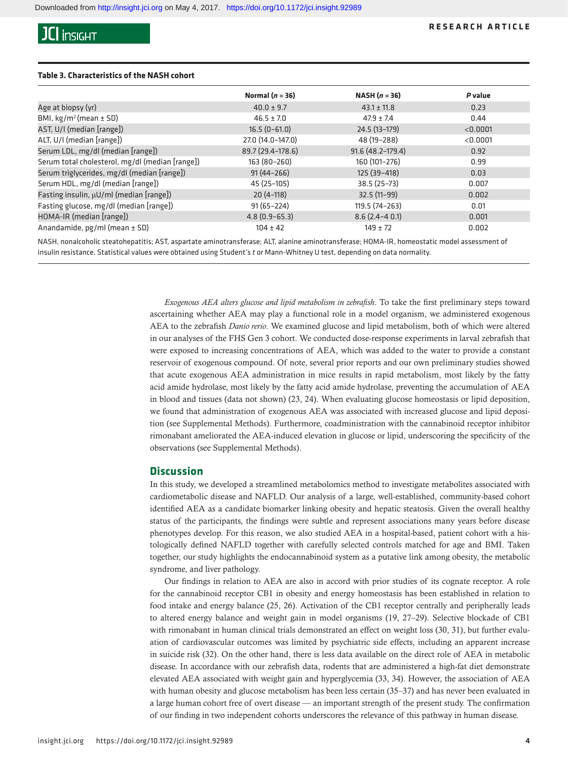**Table 3. Characteristics of the NASH cohort**

| | Normal (n = 36) | NASH (n = 36) | P value |
|---|---|---|---|
| Age at biopsy (yr) | 40.0 ± 9.7 | 43.1 ± 11.8 | 0.23 |
| BMI, kg/m$^2$ (mean ± SD) | 46.5 ± 7.0 | 47.9 ± 7.4 | 0.44 |
| AST, U/l (median [range]) | 16.5 (0–61.0) | 24.5 (13–179) | <0.0001 |
| ALT, U/l (median [range]) | 27.0 (14.0–147.0) | 48 (19–288) | <0.0001 |
| Serum LDL, mg/dl (median [range]) | 89.7 (29.4–178.6) | 91.6 (48.2–179.4) | 0.92 |
| Serum total cholesterol, mg/dl (median [range]) | 163 (80–260) | 160 (101–276) | 0.99 |
| Serum triglycerides, mg/dl (median [range]) | 91 (44–266) | 125 (39–418) | 0.03 |
| Serum HDL, mg/dl (median [range]) | 45 (25–105) | 38.5 (25–73) | 0.007 |
| Fasting insulin, μU/ml (median [range]) | 20 (4–118) | 32.5 (11–99) | 0.002 |
| Fasting glucose, mg/dl (median [range]) | 91 (65–224) | 119.5 (74–263) | 0.01 |
| HOMA-IR (median [range]) | 4.8 (0.9–65.3) | 8.6 (2.4–4 0.1) | 0.001 |
| Anandamide, pg/ml (mean ± SD) | 104 ± 42 | 149 ± 72 | 0.002 |

NASH, nonalcoholic steatohepatitis; AST, aspartate aminotransferase; ALT, alanine aminotransferase; HOMA-IR, homeostatic model assessment of insulin resistance. Statistical values were obtained using Student's *t* or Mann-Whitney U test, depending on data normality.

*Exogenous AEA alters glucose and lipid metabolism in zebrafish*. To take the first preliminary steps toward ascertaining whether AEA may play a functional role in a model organism, we administered exogenous AEA to the zebrafish *Danio rerio*. We examined glucose and lipid metabolism, both of which were altered in our analyses of the FHS Gen 3 cohort. We conducted dose-response experiments in larval zebrafish that were exposed to increasing concentrations of AEA, which was added to the water to provide a constant reservoir of exogenous compound. Of note, several prior reports and our own preliminary studies showed that acute exogenous AEA administration in mice results in rapid metabolism, most likely by the fatty acid amide hydrolase, most likely by the fatty acid amide hydrolase, preventing the accumulation of AEA in blood and tissues (data not shown) (23, 24). When evaluating glucose homeostasis or lipid deposition, we found that administration of exogenous AEA was associated with increased glucose and lipid deposition (see Supplemental Methods). Furthermore, coadministration with the cannabinoid receptor inhibitor rimonabant ameliorated the AEA-induced elevation in glucose or lipid, underscoring the specificity of the observations (see Supplemental Methods).

## Discussion

In this study, we developed a streamlined metabolomics method to investigate metabolites associated with cardiometabolic disease and NAFLD. Our analysis of a large, well-established, community-based cohort identified AEA as a candidate biomarker linking obesity and hepatic steatosis. Given the overall healthy status of the participants, the findings were subtle and represent associations many years before disease phenotypes develop. For this reason, we also studied AEA in a hospital-based, patient cohort with a histologically defined NAFLD together with carefully selected controls matched for age and BMI. Taken together, our study highlights the endocannabinoid system as a putative link among obesity, the metabolic syndrome, and liver pathology.

Our findings in relation to AEA are also in accord with prior studies of its cognate receptor. A role for the cannabinoid receptor CB1 in obesity and energy homeostasis has been established in relation to food intake and energy balance (25, 26). Activation of the CB1 receptor centrally and peripherally leads to altered energy balance and weight gain in model organisms (19, 27–29). Selective blockade of CB1 with rimonabant in human clinical trials demonstrated an effect on weight loss (30, 31), but further evaluation of cardiovascular outcomes was limited by psychiatric side effects, including an apparent increase in suicide risk (32). On the other hand, there is less data available on the direct role of AEA in metabolic disease. In accordance with our zebrafish data, rodents that are administered a high-fat diet demonstrate elevated AEA associated with weight gain and hyperglycemia (33, 34). However, the association of AEA with human obesity and glucose metabolism has been less certain (35–37) and has never been evaluated in a large human cohort free of overt disease — an important strength of the present study. The confirmation of our finding in two independent cohorts underscores the relevance of this pathway in human disease.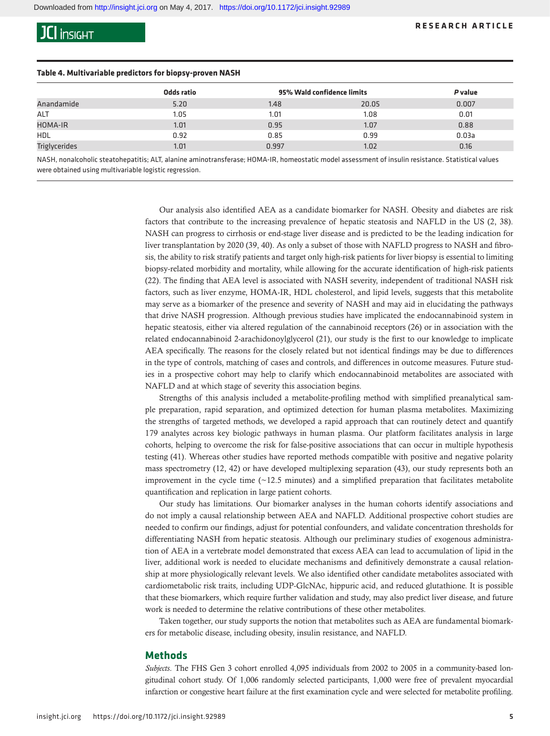**Table 4. Multivariable predictors for biopsy-proven NASH**

| | Odds ratio | 95% Wald confidence limits | | P value |
|---|---|---|---|---|
| Anandamide | 5.20 | 1.48 | 20.05 | 0.007 |
| ALT | 1.05 | 1.01 | 1.08 | 0.01 |
| HOMA-IR | 1.01 | 0.95 | 1.07 | 0.88 |
| HDL | 0.92 | 0.85 | 0.99 | 0.03a |
| Triglycerides | 1.01 | 0.997 | 1.02 | 0.16 |

NASH, nonalcoholic steatohepatitis; ALT, alanine aminotransferase; HOMA-IR, homeostatic model assessment of insulin resistance. Statistical values were obtained using multivariable logistic regression.

Our analysis also identified AEA as a candidate biomarker for NASH. Obesity and diabetes are risk factors that contribute to the increasing prevalence of hepatic steatosis and NAFLD in the US (2, 38). NASH can progress to cirrhosis or end-stage liver disease and is predicted to be the leading indication for liver transplantation by 2020 (39, 40). As only a subset of those with NAFLD progress to NASH and fibrosis, the ability to risk stratify patients and target only high-risk patients for liver biopsy is essential to limiting biopsy-related morbidity and mortality, while allowing for the accurate identification of high-risk patients (22). The finding that AEA level is associated with NASH severity, independent of traditional NASH risk factors, such as liver enzyme, HOMA-IR, HDL cholesterol, and lipid levels, suggests that this metabolite may serve as a biomarker of the presence and severity of NASH and may aid in elucidating the pathways that drive NASH progression. Although previous studies have implicated the endocannabinoid system in hepatic steatosis, either via altered regulation of the cannabinoid receptors (26) or in association with the related endocannabinoid 2-arachidonoylglycerol (21), our study is the first to our knowledge to implicate AEA specifically. The reasons for the closely related but not identical findings may be due to differences in the type of controls, matching of cases and controls, and differences in outcome measures. Future studies in a prospective cohort may help to clarify which endocannabinoid metabolites are associated with NAFLD and at which stage of severity this association begins.

Strengths of this analysis included a metabolite-profiling method with simplified preanalytical sample preparation, rapid separation, and optimized detection for human plasma metabolites. Maximizing the strengths of targeted methods, we developed a rapid approach that can routinely detect and quantify 179 analytes across key biologic pathways in human plasma. Our platform facilitates analysis in large cohorts, helping to overcome the risk for false-positive associations that can occur in multiple hypothesis testing (41). Whereas other studies have reported methods compatible with positive and negative polarity mass spectrometry (12, 42) or have developed multiplexing separation (43), our study represents both an improvement in the cycle time (~12.5 minutes) and a simplified preparation that facilitates metabolite quantification and replication in large patient cohorts.

Our study has limitations. Our biomarker analyses in the human cohorts identify associations and do not imply a causal relationship between AEA and NAFLD. Additional prospective cohort studies are needed to confirm our findings, adjust for potential confounders, and validate concentration thresholds for differentiating NASH from hepatic steatosis. Although our preliminary studies of exogenous administration of AEA in a vertebrate model demonstrated that excess AEA can lead to accumulation of lipid in the liver, additional work is needed to elucidate mechanisms and definitively demonstrate a causal relationship at more physiologically relevant levels. We also identified other candidate metabolites associated with cardiometabolic risk traits, including UDP-GlcNAc, hippuric acid, and reduced glutathione. It is possible that these biomarkers, which require further validation and study, may also predict liver disease, and future work is needed to determine the relative contributions of these other metabolites.

Taken together, our study supports the notion that metabolites such as AEA are fundamental biomarkers for metabolic disease, including obesity, insulin resistance, and NAFLD.

## Methods

*Subjects*. The FHS Gen 3 cohort enrolled 4,095 individuals from 2002 to 2005 in a community-based longitudinal cohort study. Of 1,006 randomly selected participants, 1,000 were free of prevalent myocardial infarction or congestive heart failure at the first examination cycle and were selected for metabolite profiling.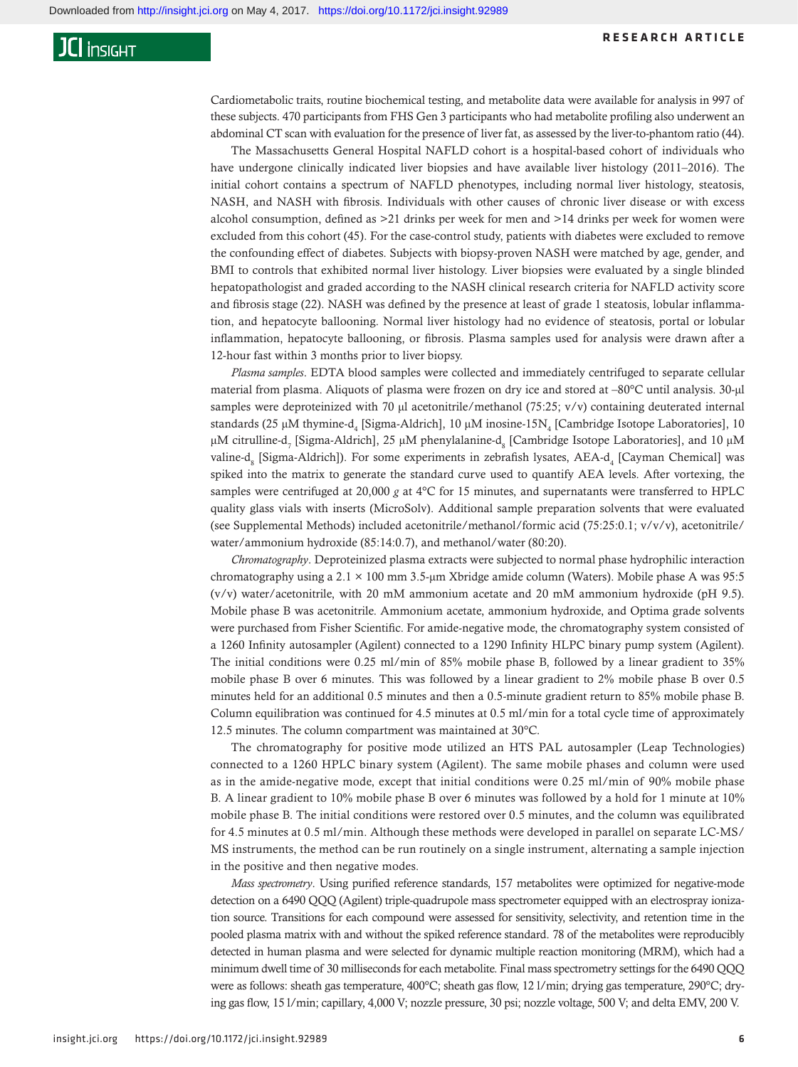Cardiometabolic traits, routine biochemical testing, and metabolite data were available for analysis in 997 of these subjects. 470 participants from FHS Gen 3 participants who had metabolite profiling also underwent an abdominal CT scan with evaluation for the presence of liver fat, as assessed by the liver-to-phantom ratio (44).

The Massachusetts General Hospital NAFLD cohort is a hospital-based cohort of individuals who have undergone clinically indicated liver biopsies and have available liver histology (2011–2016). The initial cohort contains a spectrum of NAFLD phenotypes, including normal liver histology, steatosis, NASH, and NASH with fibrosis. Individuals with other causes of chronic liver disease or with excess alcohol consumption, defined as >21 drinks per week for men and >14 drinks per week for women were excluded from this cohort (45). For the case-control study, patients with diabetes were excluded to remove the confounding effect of diabetes. Subjects with biopsy-proven NASH were matched by age, gender, and BMI to controls that exhibited normal liver histology. Liver biopsies were evaluated by a single blinded hepatopathologist and graded according to the NASH clinical research criteria for NAFLD activity score and fibrosis stage (22). NASH was defined by the presence at least of grade 1 steatosis, lobular inflammation, and hepatocyte ballooning. Normal liver histology had no evidence of steatosis, portal or lobular inflammation, hepatocyte ballooning, or fibrosis. Plasma samples used for analysis were drawn after a 12-hour fast within 3 months prior to liver biopsy.

*Plasma samples*. EDTA blood samples were collected and immediately centrifuged to separate cellular material from plasma. Aliquots of plasma were frozen on dry ice and stored at –80°C until analysis. 30-μl samples were deproteinized with 70 μl acetonitrile/methanol (75:25; v/v) containing deuterated internal standards (25 μM thymine-$d_4$ [Sigma-Aldrich], 10 μM inosine-$15N_4$ [Cambridge Isotope Laboratories], 10 μM citrulline-$d_7$ [Sigma-Aldrich], 25 μM phenylalanine-$d_8$ [Cambridge Isotope Laboratories], and 10 μM valine-$d_8$ [Sigma-Aldrich]). For some experiments in zebrafish lysates, AEA-$d_4$ [Cayman Chemical] was spiked into the matrix to generate the standard curve used to quantify AEA levels. After vortexing, the samples were centrifuged at 20,000 *g* at 4°C for 15 minutes, and supernatants were transferred to HPLC quality glass vials with inserts (MicroSolv). Additional sample preparation solvents that were evaluated (see Supplemental Methods) included acetonitrile/methanol/formic acid (75:25:0.1; v/v/v), acetonitrile/water/ammonium hydroxide (85:14:0.7), and methanol/water (80:20).

*Chromatography*. Deproteinized plasma extracts were subjected to normal phase hydrophilic interaction chromatography using a 2.1 × 100 mm 3.5-μm Xbridge amide column (Waters). Mobile phase A was 95:5 (v/v) water/acetonitrile, with 20 mM ammonium acetate and 20 mM ammonium hydroxide (pH 9.5). Mobile phase B was acetonitrile. Ammonium acetate, ammonium hydroxide, and Optima grade solvents were purchased from Fisher Scientific. For amide-negative mode, the chromatography system consisted of a 1260 Infinity autosampler (Agilent) connected to a 1290 Infinity HLPC binary pump system (Agilent). The initial conditions were 0.25 ml/min of 85% mobile phase B, followed by a linear gradient to 35% mobile phase B over 6 minutes. This was followed by a linear gradient to 2% mobile phase B over 0.5 minutes held for an additional 0.5 minutes and then a 0.5-minute gradient return to 85% mobile phase B. Column equilibration was continued for 4.5 minutes at 0.5 ml/min for a total cycle time of approximately 12.5 minutes. The column compartment was maintained at 30°C.

The chromatography for positive mode utilized an HTS PAL autosampler (Leap Technologies) connected to a 1260 HPLC binary system (Agilent). The same mobile phases and column were used as in the amide-negative mode, except that initial conditions were 0.25 ml/min of 90% mobile phase B. A linear gradient to 10% mobile phase B over 6 minutes was followed by a hold for 1 minute at 10% mobile phase B. The initial conditions were restored over 0.5 minutes, and the column was equilibrated for 4.5 minutes at 0.5 ml/min. Although these methods were developed in parallel on separate LC-MS/MS instruments, the method can be run routinely on a single instrument, alternating a sample injection in the positive and then negative modes.

*Mass spectrometry*. Using purified reference standards, 157 metabolites were optimized for negative-mode detection on a 6490 QQQ (Agilent) triple-quadrupole mass spectrometer equipped with an electrospray ionization source. Transitions for each compound were assessed for sensitivity, selectivity, and retention time in the pooled plasma matrix with and without the spiked reference standard. 78 of the metabolites were reproducibly detected in human plasma and were selected for dynamic multiple reaction monitoring (MRM), which had a minimum dwell time of 30 milliseconds for each metabolite. Final mass spectrometry settings for the 6490 QQQ were as follows: sheath gas temperature, 400°C; sheath gas flow, 12 l/min; drying gas temperature, 290°C; drying gas flow, 15 l/min; capillary, 4,000 V; nozzle pressure, 30 psi; nozzle voltage, 500 V; and delta EMV, 200 V.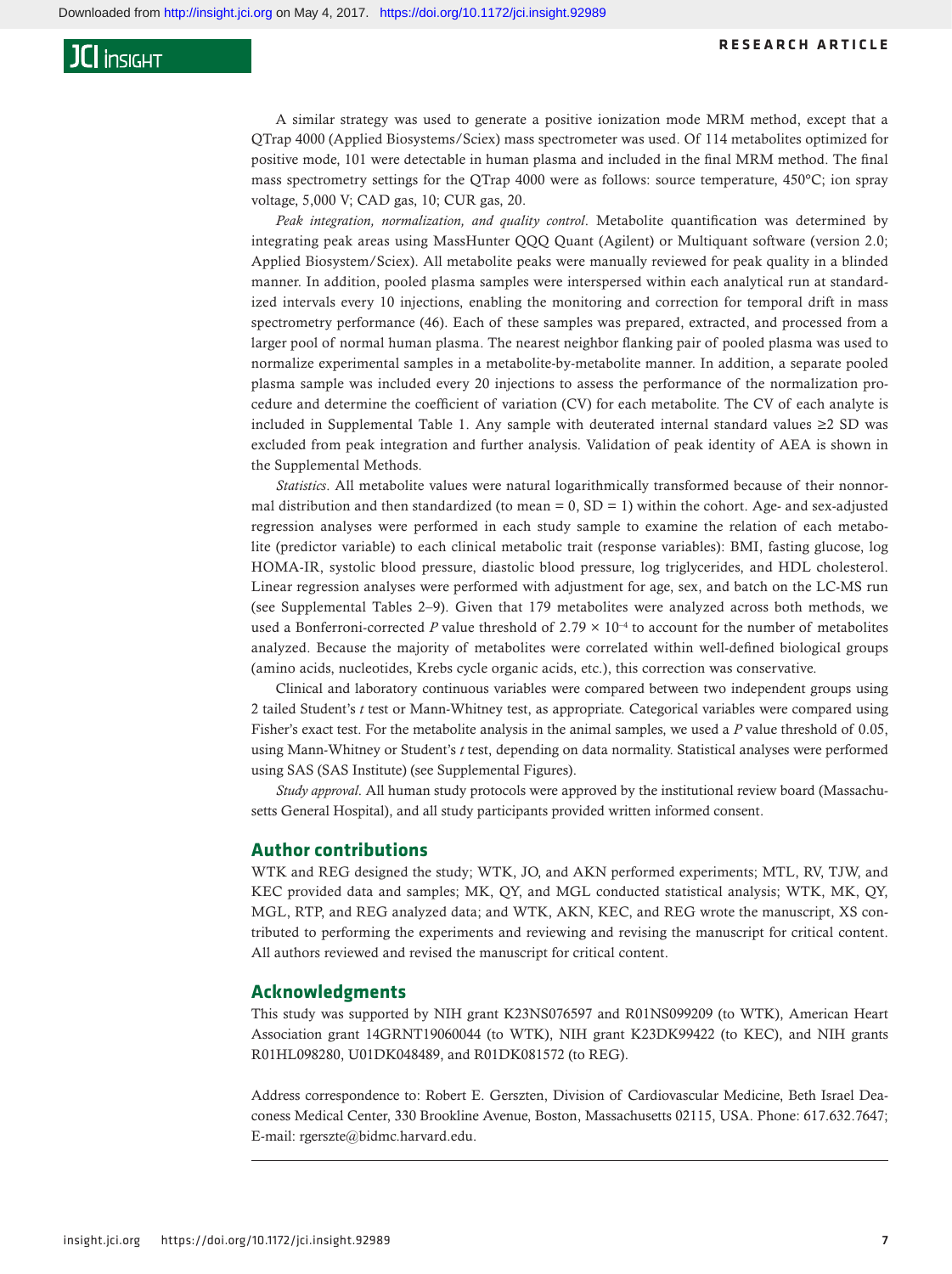A similar strategy was used to generate a positive ionization mode MRM method, except that a QTrap 4000 (Applied Biosystems/Sciex) mass spectrometer was used. Of 114 metabolites optimized for positive mode, 101 were detectable in human plasma and included in the final MRM method. The final mass spectrometry settings for the QTrap 4000 were as follows: source temperature, 450°C; ion spray voltage, 5,000 V; CAD gas, 10; CUR gas, 20.

*Peak integration, normalization, and quality control*. Metabolite quantification was determined by integrating peak areas using MassHunter QQQ Quant (Agilent) or Multiquant software (version 2.0; Applied Biosystem/Sciex). All metabolite peaks were manually reviewed for peak quality in a blinded manner. In addition, pooled plasma samples were interspersed within each analytical run at standardized intervals every 10 injections, enabling the monitoring and correction for temporal drift in mass spectrometry performance (46). Each of these samples was prepared, extracted, and processed from a larger pool of normal human plasma. The nearest neighbor flanking pair of pooled plasma was used to normalize experimental samples in a metabolite-by-metabolite manner. In addition, a separate pooled plasma sample was included every 20 injections to assess the performance of the normalization procedure and determine the coefficient of variation (CV) for each metabolite. The CV of each analyte is included in Supplemental Table 1. Any sample with deuterated internal standard values ≥2 SD was excluded from peak integration and further analysis. Validation of peak identity of AEA is shown in the Supplemental Methods.

*Statistics*. All metabolite values were natural logarithmically transformed because of their nonnormal distribution and then standardized (to mean = 0, SD = 1) within the cohort. Age- and sex-adjusted regression analyses were performed in each study sample to examine the relation of each metabolite (predictor variable) to each clinical metabolic trait (response variables): BMI, fasting glucose, log HOMA-IR, systolic blood pressure, diastolic blood pressure, log triglycerides, and HDL cholesterol. Linear regression analyses were performed with adjustment for age, sex, and batch on the LC-MS run (see Supplemental Tables 2–9). Given that 179 metabolites were analyzed across both methods, we used a Bonferroni-corrected $P$ value threshold of $2.79 \times 10^{-4}$ to account for the number of metabolites analyzed. Because the majority of metabolites were correlated within well-defined biological groups (amino acids, nucleotides, Krebs cycle organic acids, etc.), this correction was conservative.

Clinical and laboratory continuous variables were compared between two independent groups using 2 tailed Student's $t$ test or Mann-Whitney test, as appropriate. Categorical variables were compared using Fisher's exact test. For the metabolite analysis in the animal samples, we used a $P$ value threshold of 0.05, using Mann-Whitney or Student's $t$ test, depending on data normality. Statistical analyses were performed using SAS (SAS Institute) (see Supplemental Figures).

*Study approval*. All human study protocols were approved by the institutional review board (Massachusetts General Hospital), and all study participants provided written informed consent.

## Author contributions

WTK and REG designed the study; WTK, JO, and AKN performed experiments; MTL, RV, TJW, and KEC provided data and samples; MK, QY, and MGL conducted statistical analysis; WTK, MK, QY, MGL, RTP, and REG analyzed data; and WTK, AKN, KEC, and REG wrote the manuscript, XS contributed to performing the experiments and reviewing and revising the manuscript for critical content. All authors reviewed and revised the manuscript for critical content.

## Acknowledgments

This study was supported by NIH grant K23NS076597 and R01NS099209 (to WTK), American Heart Association grant 14GRNT19060044 (to WTK), NIH grant K23DK99422 (to KEC), and NIH grants R01HL098280, U01DK048489, and R01DK081572 (to REG).

Address correspondence to: Robert E. Gerszten, Division of Cardiovascular Medicine, Beth Israel Deaconess Medical Center, 330 Brookline Avenue, Boston, Massachusetts 02115, USA. Phone: 617.632.7647; E-mail: rgerszte@bidmc.harvard.edu.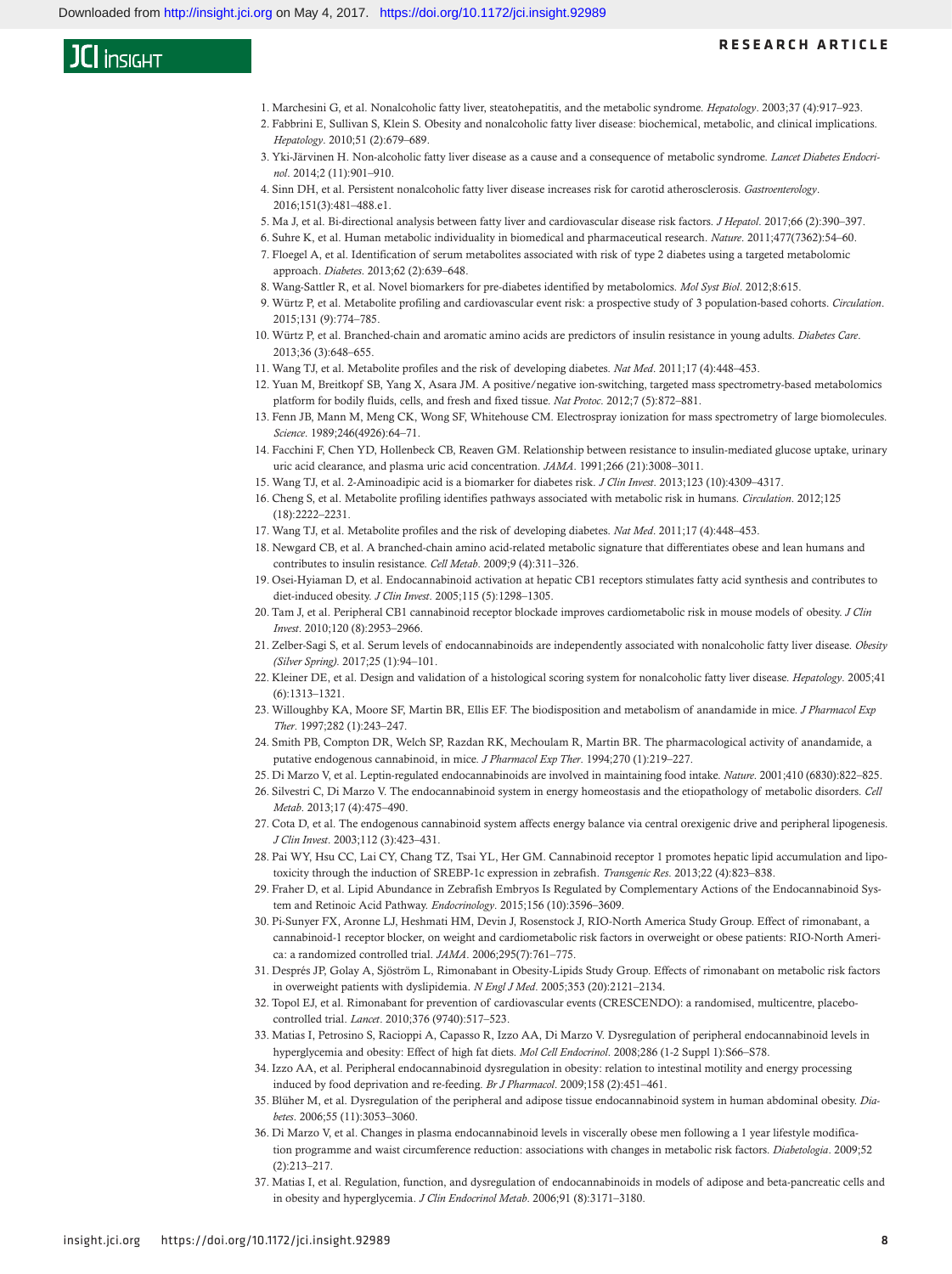1. Marchesini G, et al. Nonalcoholic fatty liver, steatohepatitis, and the metabolic syndrome. *Hepatology*. 2003;37 (4):917–923.
2. Fabbrini E, Sullivan S, Klein S. Obesity and nonalcoholic fatty liver disease: biochemical, metabolic, and clinical implications. *Hepatology*. 2010;51 (2):679–689.
3. Yki-Järvinen H. Non-alcoholic fatty liver disease as a cause and a consequence of metabolic syndrome. *Lancet Diabetes Endocrinol*. 2014;2 (11):901–910.
4. Sinn DH, et al. Persistent nonalcoholic fatty liver disease increases risk for carotid atherosclerosis. *Gastroenterology*. 2016;151(3):481–488.e1.
5. Ma J, et al. Bi-directional analysis between fatty liver and cardiovascular disease risk factors. *J Hepatol*. 2017;66 (2):390–397.
6. Suhre K, et al. Human metabolic individuality in biomedical and pharmaceutical research. *Nature*. 2011;477(7362):54–60.
7. Floegel A, et al. Identification of serum metabolites associated with risk of type 2 diabetes using a targeted metabolomic approach. *Diabetes*. 2013;62 (2):639–648.
8. Wang-Sattler R, et al. Novel biomarkers for pre-diabetes identified by metabolomics. *Mol Syst Biol*. 2012;8:615.
9. Würtz P, et al. Metabolite profiling and cardiovascular event risk: a prospective study of 3 population-based cohorts. *Circulation*. 2015;131 (9):774–785.
10. Würtz P, et al. Branched-chain and aromatic amino acids are predictors of insulin resistance in young adults. *Diabetes Care*. 2013;36 (3):648–655.
11. Wang TJ, et al. Metabolite profiles and the risk of developing diabetes. *Nat Med*. 2011;17 (4):448–453.
12. Yuan M, Breitkopf SB, Yang X, Asara JM. A positive/negative ion-switching, targeted mass spectrometry-based metabolomics platform for bodily fluids, cells, and fresh and fixed tissue. *Nat Protoc*. 2012;7 (5):872–881.
13. Fenn JB, Mann M, Meng CK, Wong SF, Whitehouse CM. Electrospray ionization for mass spectrometry of large biomolecules. *Science*. 1989;246(4926):64–71.
14. Facchini F, Chen YD, Hollenbeck CB, Reaven GM. Relationship between resistance to insulin-mediated glucose uptake, urinary uric acid clearance, and plasma uric acid concentration. *JAMA*. 1991;266 (21):3008–3011.
15. Wang TJ, et al. 2-Aminoadipic acid is a biomarker for diabetes risk. *J Clin Invest*. 2013;123 (10):4309–4317.
16. Cheng S, et al. Metabolite profiling identifies pathways associated with metabolic risk in humans. *Circulation*. 2012;125 (18):2222–2231.
17. Wang TJ, et al. Metabolite profiles and the risk of developing diabetes. *Nat Med*. 2011;17 (4):448–453.
18. Newgard CB, et al. A branched-chain amino acid-related metabolic signature that differentiates obese and lean humans and contributes to insulin resistance. *Cell Metab*. 2009;9 (4):311–326.
19. Osei-Hyiaman D, et al. Endocannabinoid activation at hepatic CB1 receptors stimulates fatty acid synthesis and contributes to diet-induced obesity. *J Clin Invest*. 2005;115 (5):1298–1305.
20. Tam J, et al. Peripheral CB1 cannabinoid receptor blockade improves cardiometabolic risk in mouse models of obesity. *J Clin Invest*. 2010;120 (8):2953–2966.
21. Zelber-Sagi S, et al. Serum levels of endocannabinoids are independently associated with nonalcoholic fatty liver disease. *Obesity (Silver Spring)*. 2017;25 (1):94–101.
22. Kleiner DE, et al. Design and validation of a histological scoring system for nonalcoholic fatty liver disease. *Hepatology*. 2005;41 (6):1313–1321.
23. Willoughby KA, Moore SF, Martin BR, Ellis EF. The biodisposition and metabolism of anandamide in mice. *J Pharmacol Exp Ther*. 1997;282 (1):243–247.
24. Smith PB, Compton DR, Welch SP, Razdan RK, Mechoulam R, Martin BR. The pharmacological activity of anandamide, a putative endogenous cannabinoid, in mice. *J Pharmacol Exp Ther*. 1994;270 (1):219–227.
25. Di Marzo V, et al. Leptin-regulated endocannabinoids are involved in maintaining food intake. *Nature*. 2001;410 (6830):822–825.
26. Silvestri C, Di Marzo V. The endocannabinoid system in energy homeostasis and the etiopathology of metabolic disorders. *Cell Metab*. 2013;17 (4):475–490.
27. Cota D, et al. The endogenous cannabinoid system affects energy balance via central orexigenic drive and peripheral lipogenesis. *J Clin Invest*. 2003;112 (3):423–431.
28. Pai WY, Hsu CC, Lai CY, Chang TZ, Tsai YL, Her GM. Cannabinoid receptor 1 promotes hepatic lipid accumulation and lipotoxicity through the induction of SREBP-1c expression in zebrafish. *Transgenic Res*. 2013;22 (4):823–838.
29. Fraher D, et al. Lipid Abundance in Zebrafish Embryos Is Regulated by Complementary Actions of the Endocannabinoid System and Retinoic Acid Pathway. *Endocrinology*. 2015;156 (10):3596–3609.
30. Pi-Sunyer FX, Aronne LJ, Heshmati HM, Devin J, Rosenstock J, RIO-North America Study Group. Effect of rimonabant, a cannabinoid-1 receptor blocker, on weight and cardiometabolic risk factors in overweight or obese patients: RIO-North America: a randomized controlled trial. *JAMA*. 2006;295(7):761–775.
31. Després JP, Golay A, Sjöström L, Rimonabant in Obesity-Lipids Study Group. Effects of rimonabant on metabolic risk factors in overweight patients with dyslipidemia. *N Engl J Med*. 2005;353 (20):2121–2134.
32. Topol EJ, et al. Rimonabant for prevention of cardiovascular events (CRESCENDO): a randomised, multicentre, placebo-controlled trial. *Lancet*. 2010;376 (9740):517–523.
33. Matias I, Petrosino S, Racioppi A, Capasso R, Izzo AA, Di Marzo V. Dysregulation of peripheral endocannabinoid levels in hyperglycemia and obesity: Effect of high fat diets. *Mol Cell Endocrinol*. 2008;286 (1-2 Suppl 1):S66–S78.
34. Izzo AA, et al. Peripheral endocannabinoid dysregulation in obesity: relation to intestinal motility and energy processing induced by food deprivation and re-feeding. *Br J Pharmacol*. 2009;158 (2):451–461.
35. Blüher M, et al. Dysregulation of the peripheral and adipose tissue endocannabinoid system in human abdominal obesity. *Diabetes*. 2006;55 (11):3053–3060.
36. Di Marzo V, et al. Changes in plasma endocannabinoid levels in viscerally obese men following a 1 year lifestyle modification programme and waist circumference reduction: associations with changes in metabolic risk factors. *Diabetologia*. 2009;52 (2):213–217.
37. Matias I, et al. Regulation, function, and dysregulation of endocannabinoids in models of adipose and beta-pancreatic cells and in obesity and hyperglycemia. *J Clin Endocrinol Metab*. 2006;91 (8):3171–3180.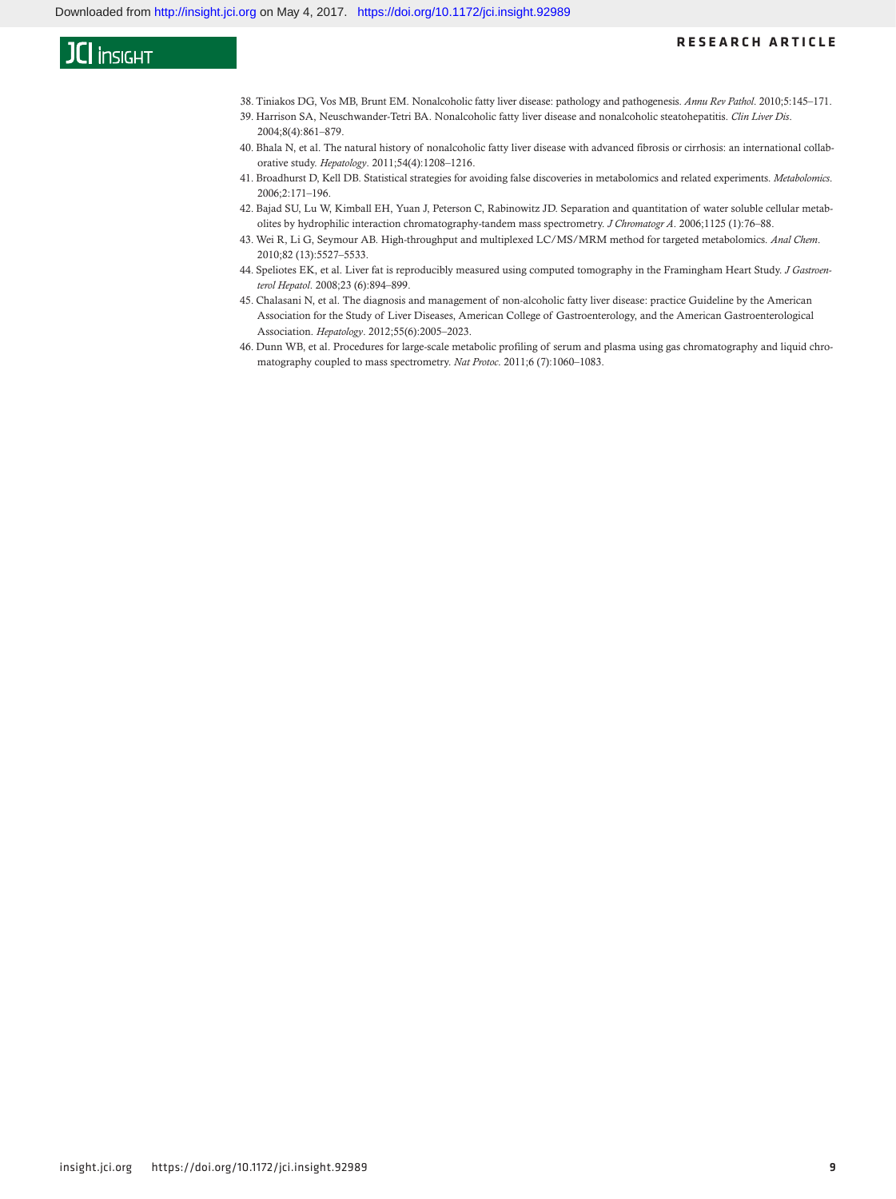38. Tiniakos DG, Vos MB, Brunt EM. Nonalcoholic fatty liver disease: pathology and pathogenesis. *Annu Rev Pathol*. 2010;5:145–171.
39. Harrison SA, Neuschwander-Tetri BA. Nonalcoholic fatty liver disease and nonalcoholic steatohepatitis. *Clin Liver Dis*. 2004;8(4):861–879.
40. Bhala N, et al. The natural history of nonalcoholic fatty liver disease with advanced fibrosis or cirrhosis: an international collaborative study. *Hepatology*. 2011;54(4):1208–1216.
41. Broadhurst D, Kell DB. Statistical strategies for avoiding false discoveries in metabolomics and related experiments. *Metabolomics*. 2006;2:171–196.
42. Bajad SU, Lu W, Kimball EH, Yuan J, Peterson C, Rabinowitz JD. Separation and quantitation of water soluble cellular metabolites by hydrophilic interaction chromatography-tandem mass spectrometry. *J Chromatogr A*. 2006;1125 (1):76–88.
43. Wei R, Li G, Seymour AB. High-throughput and multiplexed LC/MS/MRM method for targeted metabolomics. *Anal Chem*. 2010;82 (13):5527–5533.
44. Speliotes EK, et al. Liver fat is reproducibly measured using computed tomography in the Framingham Heart Study. *J Gastroenterol Hepatol*. 2008;23 (6):894–899.
45. Chalasani N, et al. The diagnosis and management of non-alcoholic fatty liver disease: practice Guideline by the American Association for the Study of Liver Diseases, American College of Gastroenterology, and the American Gastroenterological Association. *Hepatology*. 2012;55(6):2005–2023.
46. Dunn WB, et al. Procedures for large-scale metabolic profiling of serum and plasma using gas chromatography and liquid chromatography coupled to mass spectrometry. *Nat Protoc*. 2011;6 (7):1060–1083.